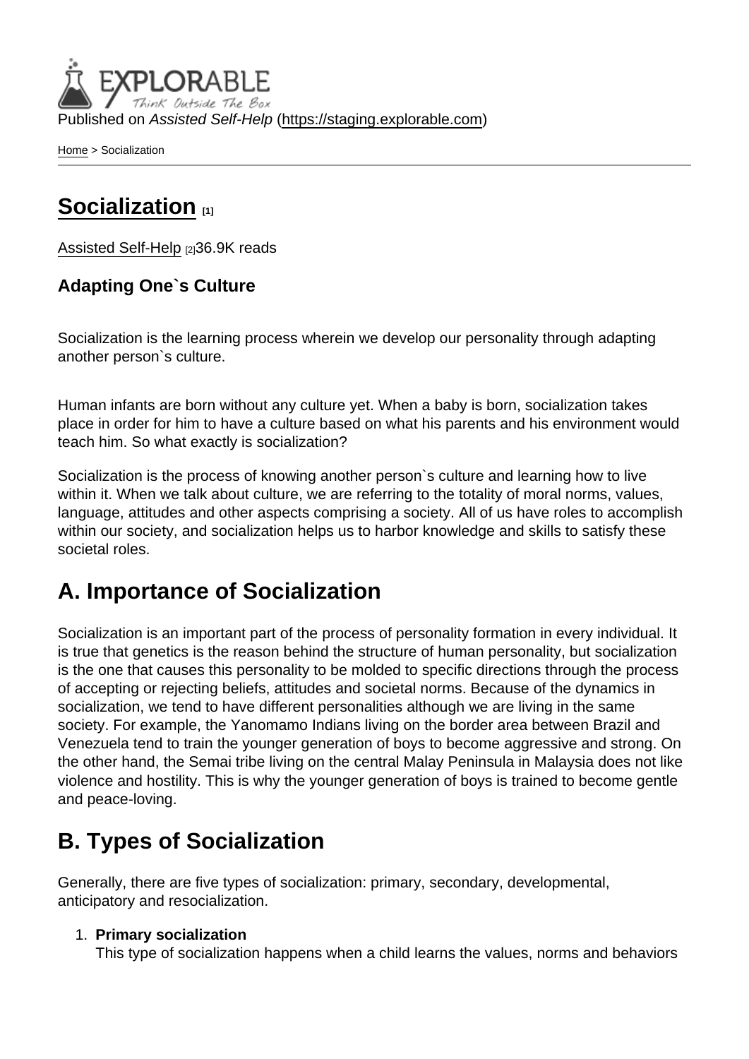Published on *Assisted Self-Help* (https://staging.explorable.com)

Home > Socialization

# Socialization [1]

Assisted Self-Help [2]36.9K reads

**Adapting One`s Culture**

Socialization is the learning process wherein we develop our personality through adapting another person`s culture.

Human infants are born without any culture yet. When a baby is born, socialization takes place in order for him to have a culture based on what his parents and his environment would teach him. So what exactly is socialization?

Socialization is the process of knowing another person`s culture and learning how to live within it. When we talk about culture, we are referring to the totality of moral norms, values, language, attitudes and other aspects comprising a society. All of us have roles to accomplish within our society, and socialization helps us to harbor knowledge and skills to satisfy these societal roles.

## A. Importance of Socialization

Socialization is an important part of the process of personality formation in every individual. It is true that genetics is the reason behind the structure of human personality, but socialization is the one that causes this personality to be molded to specific directions through the process of accepting or rejecting beliefs, attitudes and societal norms. Because of the dynamics in socialization, we tend to have different personalities although we are living in the same society. For example, the Yanomamo Indians living on the border area between Brazil and Venezuela tend to train the younger generation of boys to become aggressive and strong. On the other hand, the Semai tribe living on the central Malay Peninsula in Malaysia does not like violence and hostility. This is why the younger generation of boys is trained to become gentle and peace-loving.

## B. Types of Socialization

Generally, there are five types of socialization: primary, secondary, developmental, anticipatory and resocialization.

1. **Primary socialization**
   This type of socialization happens when a child learns the values, norms and behaviors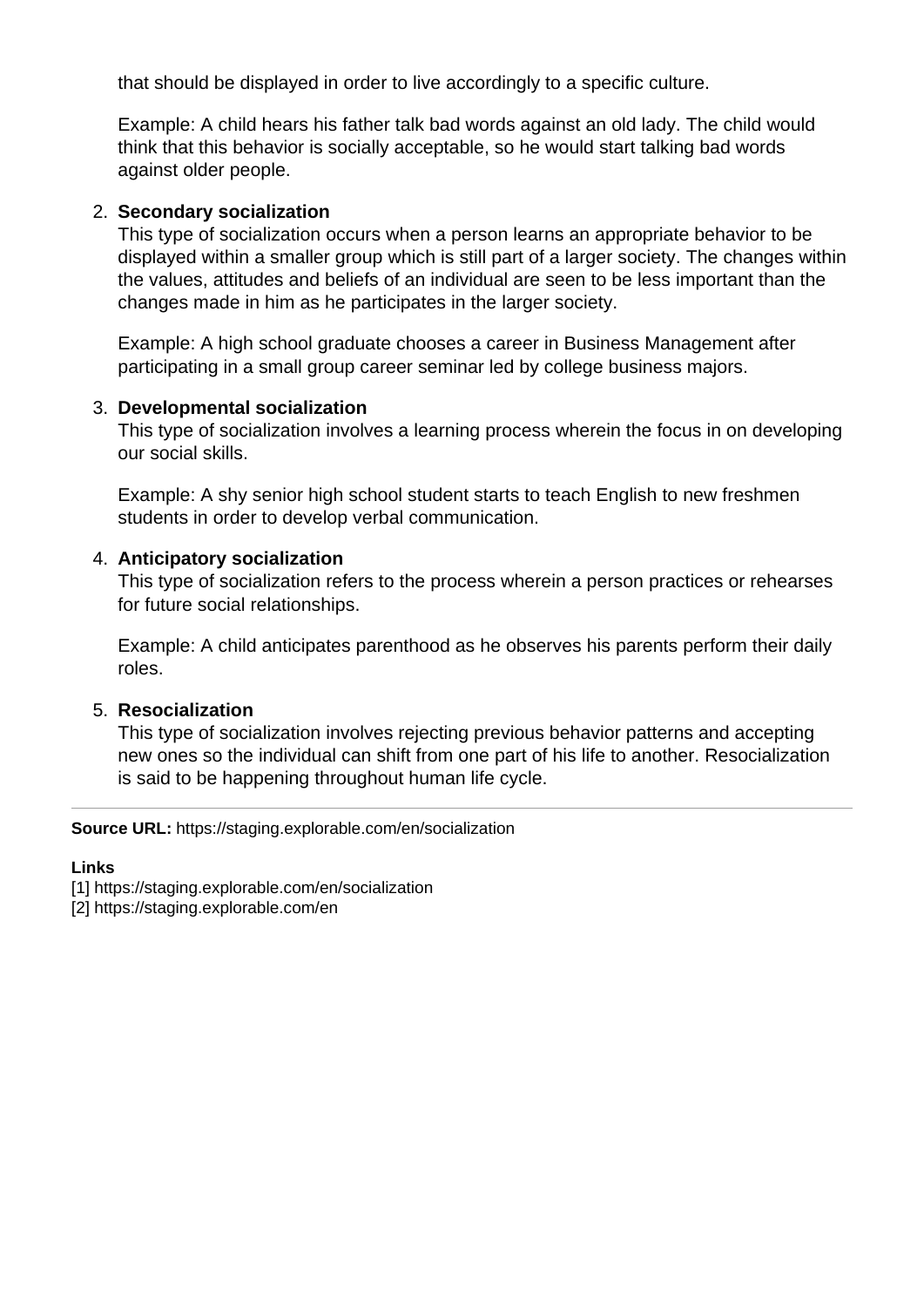that should be displayed in order to live accordingly to a specific culture.

Example: A child hears his father talk bad words against an old lady. The child would think that this behavior is socially acceptable, so he would start talking bad words against older people.

2. **Secondary socialization**
   This type of socialization occurs when a person learns an appropriate behavior to be displayed within a smaller group which is still part of a larger society. The changes within the values, attitudes and beliefs of an individual are seen to be less important than the changes made in him as he participates in the larger society.

   Example: A high school graduate chooses a career in Business Management after participating in a small group career seminar led by college business majors.

3. **Developmental socialization**
   This type of socialization involves a learning process wherein the focus in on developing our social skills.

   Example: A shy senior high school student starts to teach English to new freshmen students in order to develop verbal communication.

4. **Anticipatory socialization**
   This type of socialization refers to the process wherein a person practices or rehearses for future social relationships.

   Example: A child anticipates parenthood as he observes his parents perform their daily roles.

5. **Resocialization**
   This type of socialization involves rejecting previous behavior patterns and accepting new ones so the individual can shift from one part of his life to another. Resocialization is said to be happening throughout human life cycle.

---

**Source URL:** https://staging.explorable.com/en/socialization

**Links**
[1] https://staging.explorable.com/en/socialization
[2] https://staging.explorable.com/en